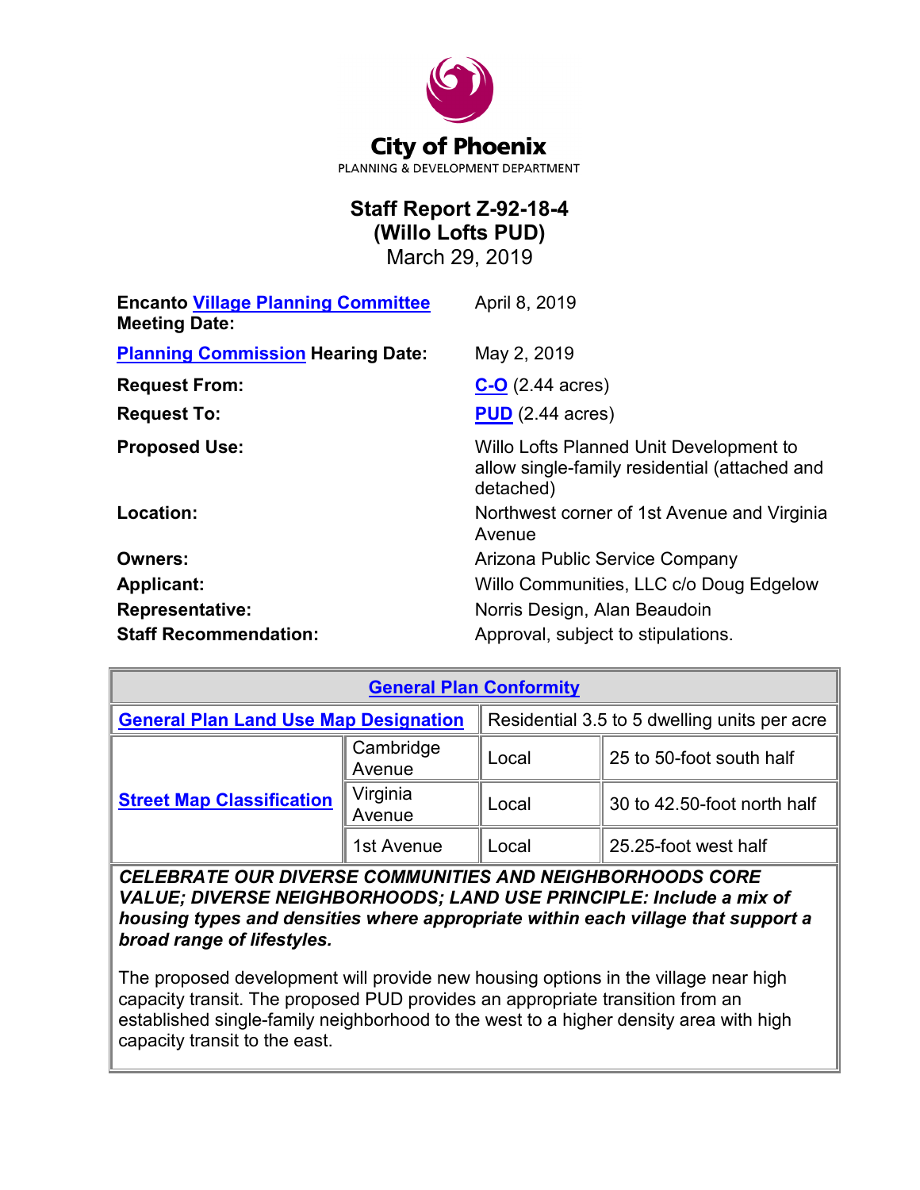**City of Phoenix**
PLANNING & DEVELOPMENT DEPARTMENT

# Staff Report Z-92-18-4 (Willo Lofts PUD)

March 29, 2019

| | |
|---|---|
| **Encanto Village Planning Committee Meeting Date:** | April 8, 2019 |
| **Planning Commission Hearing Date:** | May 2, 2019 |
| **Request From:** | C-O (2.44 acres) |
| **Request To:** | PUD (2.44 acres) |
| **Proposed Use:** | Willo Lofts Planned Unit Development to allow single-family residential (attached and detached) |
| **Location:** | Northwest corner of 1st Avenue and Virginia Avenue |
| **Owners:** | Arizona Public Service Company |
| **Applicant:** | Willo Communities, LLC c/o Doug Edgelow |
| **Representative:** | Norris Design, Alan Beaudoin |
| **Staff Recommendation:** | Approval, subject to stipulations. |

| General Plan Conformity | | | |
|---|---|---|---|
| **General Plan Land Use Map Designation** | Residential 3.5 to 5 dwelling units per acre | | |
| **Street Map Classification** | Cambridge Avenue | Local | 25 to 50-foot south half |
| | Virginia Avenue | Local | 30 to 42.50-foot north half |
| | 1st Avenue | Local | 25.25-foot west half |

***CELEBRATE OUR DIVERSE COMMUNITIES AND NEIGHBORHOODS CORE VALUE; DIVERSE NEIGHBORHOODS; LAND USE PRINCIPLE: Include a mix of housing types and densities where appropriate within each village that support a broad range of lifestyles.***

The proposed development will provide new housing options in the village near high capacity transit. The proposed PUD provides an appropriate transition from an established single-family neighborhood to the west to a higher density area with high capacity transit to the east.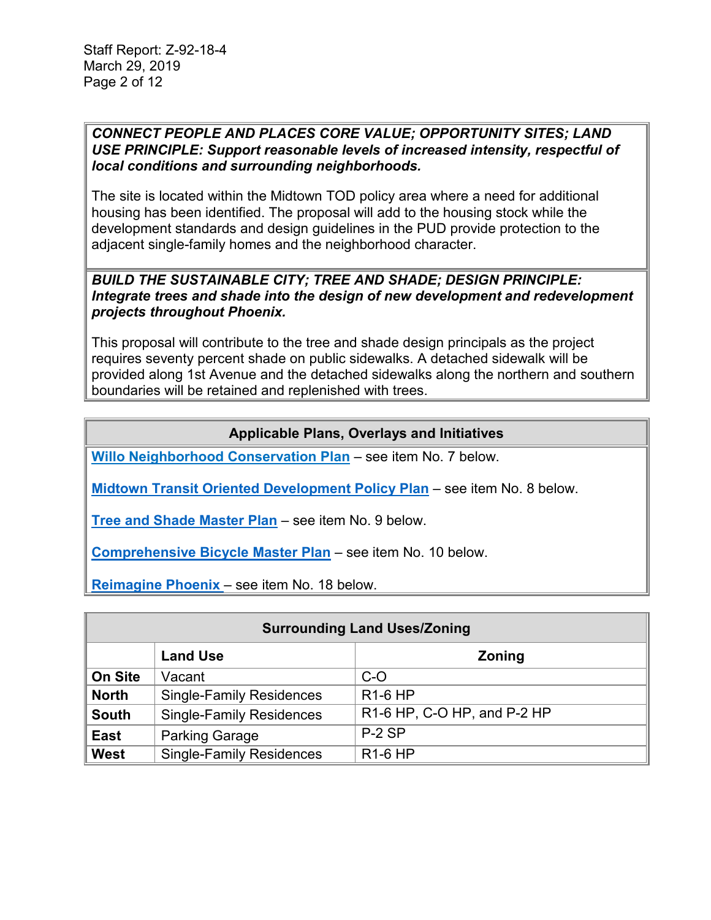***CONNECT PEOPLE AND PLACES CORE VALUE; OPPORTUNITY SITES; LAND USE PRINCIPLE: Support reasonable levels of increased intensity, respectful of local conditions and surrounding neighborhoods.***

The site is located within the Midtown TOD policy area where a need for additional housing has been identified. The proposal will add to the housing stock while the development standards and design guidelines in the PUD provide protection to the adjacent single-family homes and the neighborhood character.

***BUILD THE SUSTAINABLE CITY; TREE AND SHADE; DESIGN PRINCIPLE: Integrate trees and shade into the design of new development and redevelopment projects throughout Phoenix.***

This proposal will contribute to the tree and shade design principals as the project requires seventy percent shade on public sidewalks. A detached sidewalk will be provided along 1st Avenue and the detached sidewalks along the northern and southern boundaries will be retained and replenished with trees.

**Applicable Plans, Overlays and Initiatives**

**Willo Neighborhood Conservation Plan** – see item No. 7 below.

**Midtown Transit Oriented Development Policy Plan** – see item No. 8 below.

**Tree and Shade Master Plan** – see item No. 9 below.

**Comprehensive Bicycle Master Plan** – see item No. 10 below.

**Reimagine Phoenix** – see item No. 18 below.

**Surrounding Land Uses/Zoning**

| | Land Use | Zoning |
|---|---|---|
| **On Site** | Vacant | C-O |
| **North** | Single-Family Residences | R1-6 HP |
| **South** | Single-Family Residences | R1-6 HP, C-O HP, and P-2 HP |
| **East** | Parking Garage | P-2 SP |
| **West** | Single-Family Residences | R1-6 HP |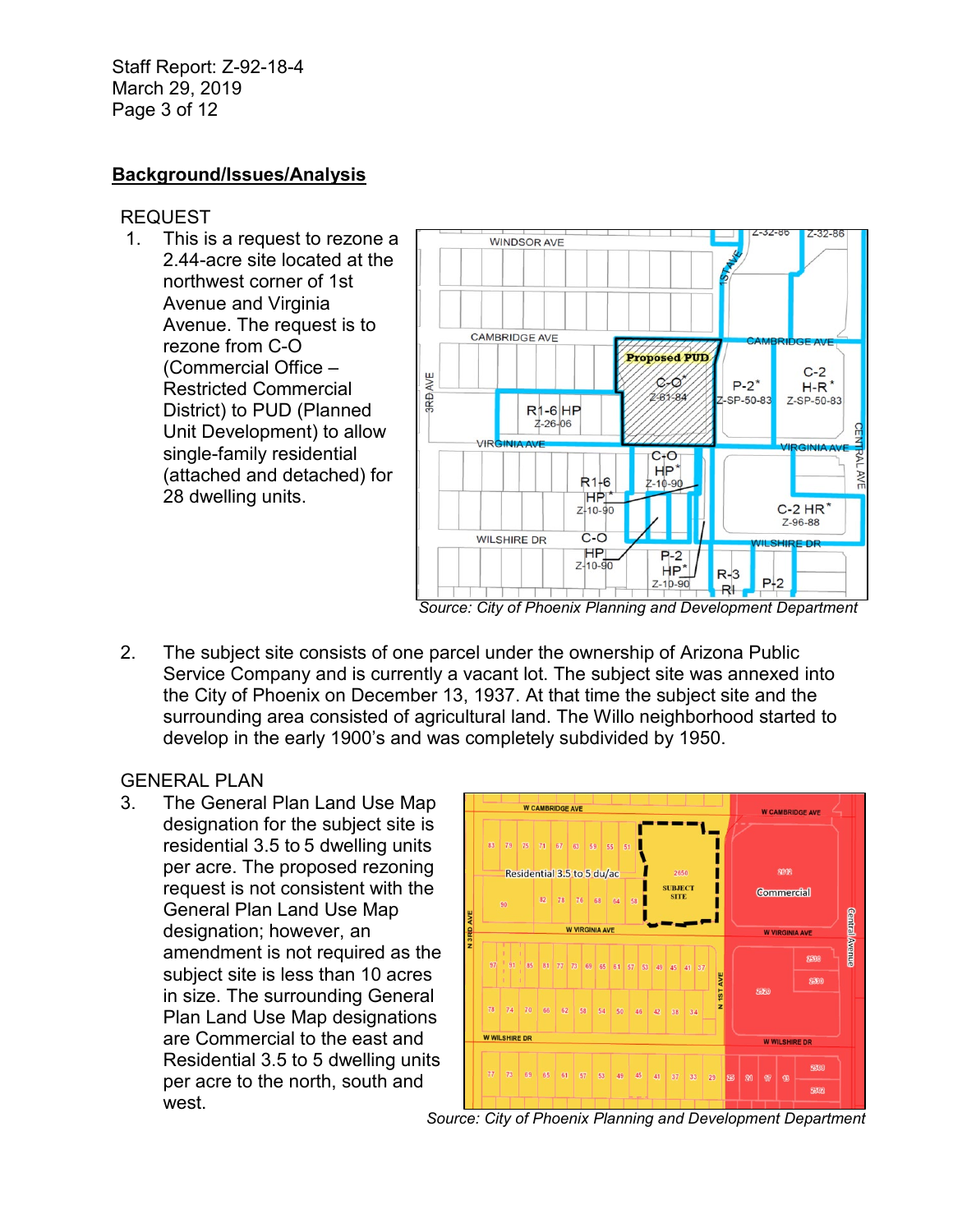## Background/Issues/Analysis

REQUEST

1. This is a request to rezone a 2.44-acre site located at the northwest corner of 1st Avenue and Virginia Avenue. The request is to rezone from C-O (Commercial Office – Restricted Commercial District) to PUD (Planned Unit Development) to allow single-family residential (attached and detached) for 28 dwelling units.

*Source: City of Phoenix Planning and Development Department*

2. The subject site consists of one parcel under the ownership of Arizona Public Service Company and is currently a vacant lot. The subject site was annexed into the City of Phoenix on December 13, 1937. At that time the subject site and the surrounding area consisted of agricultural land. The Willo neighborhood started to develop in the early 1900's and was completely subdivided by 1950.

GENERAL PLAN

3. The General Plan Land Use Map designation for the subject site is residential 3.5 to 5 dwelling units per acre. The proposed rezoning request is not consistent with the General Plan Land Use Map designation; however, an amendment is not required as the subject site is less than 10 acres in size. The surrounding General Plan Land Use Map designations are Commercial to the east and Residential 3.5 to 5 dwelling units per acre to the north, south and west.

*Source: City of Phoenix Planning and Development Department*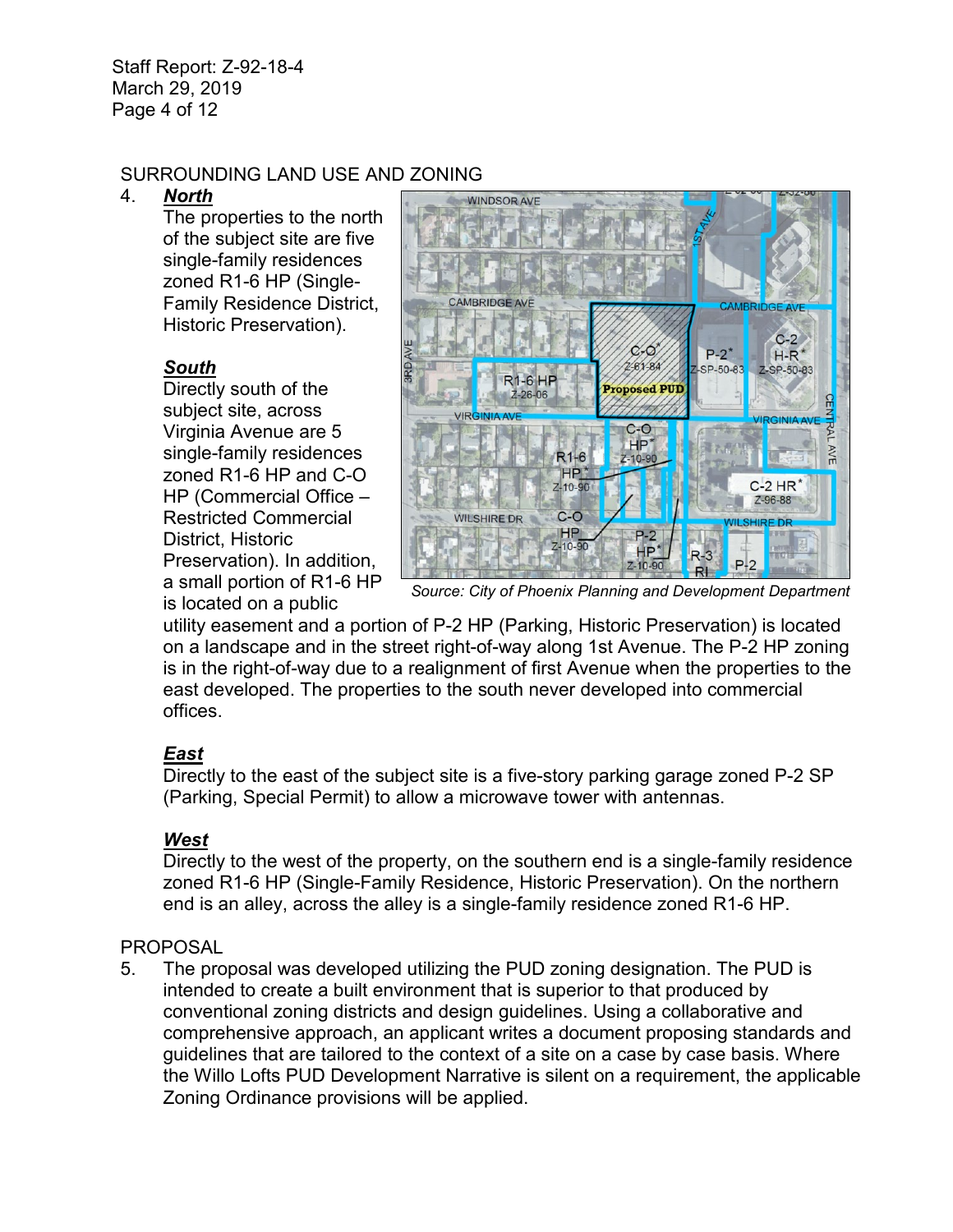## SURROUNDING LAND USE AND ZONING

4. ***North***

   The properties to the north of the subject site are five single-family residences zoned R1-6 HP (Single-Family Residence District, Historic Preservation).

   ***South***

   Directly south of the subject site, across Virginia Avenue are 5 single-family residences zoned R1-6 HP and C-O HP (Commercial Office – Restricted Commercial District, Historic Preservation). In addition, a small portion of R1-6 HP is located on a public utility easement and a portion of P-2 HP (Parking, Historic Preservation) is located on a landscape and in the street right-of-way along 1st Avenue. The P-2 HP zoning is in the right-of-way due to a realignment of first Avenue when the properties to the east developed. The properties to the south never developed into commercial offices.

   *Source: City of Phoenix Planning and Development Department*

   ***East***

   Directly to the east of the subject site is a five-story parking garage zoned P-2 SP (Parking, Special Permit) to allow a microwave tower with antennas.

   ***West***

   Directly to the west of the property, on the southern end is a single-family residence zoned R1-6 HP (Single-Family Residence, Historic Preservation). On the northern end is an alley, across the alley is a single-family residence zoned R1-6 HP.

## PROPOSAL

5. The proposal was developed utilizing the PUD zoning designation. The PUD is intended to create a built environment that is superior to that produced by conventional zoning districts and design guidelines. Using a collaborative and comprehensive approach, an applicant writes a document proposing standards and guidelines that are tailored to the context of a site on a case by case basis. Where the Willo Lofts PUD Development Narrative is silent on a requirement, the applicable Zoning Ordinance provisions will be applied.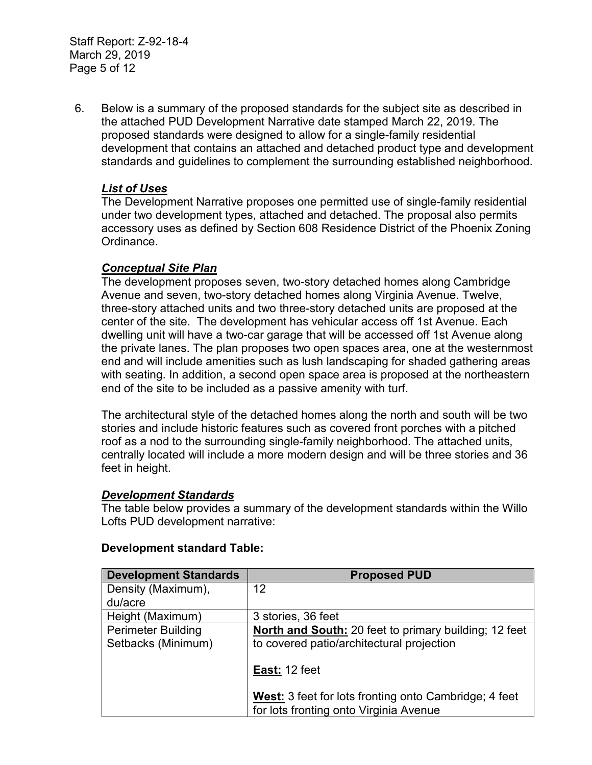6. Below is a summary of the proposed standards for the subject site as described in the attached PUD Development Narrative date stamped March 22, 2019. The proposed standards were designed to allow for a single-family residential development that contains an attached and detached product type and development standards and guidelines to complement the surrounding established neighborhood.

***List of Uses***
The Development Narrative proposes one permitted use of single-family residential under two development types, attached and detached. The proposal also permits accessory uses as defined by Section 608 Residence District of the Phoenix Zoning Ordinance.

***Conceptual Site Plan***
The development proposes seven, two-story detached homes along Cambridge Avenue and seven, two-story detached homes along Virginia Avenue. Twelve, three-story attached units and two three-story detached units are proposed at the center of the site. The development has vehicular access off 1st Avenue. Each dwelling unit will have a two-car garage that will be accessed off 1st Avenue along the private lanes. The plan proposes two open spaces area, one at the westernmost end and will include amenities such as lush landscaping for shaded gathering areas with seating. In addition, a second open space area is proposed at the northeastern end of the site to be included as a passive amenity with turf.

The architectural style of the detached homes along the north and south will be two stories and include historic features such as covered front porches with a pitched roof as a nod to the surrounding single-family neighborhood. The attached units, centrally located will include a more modern design and will be three stories and 36 feet in height.

***Development Standards***
The table below provides a summary of the development standards within the Willo Lofts PUD development narrative:

**Development standard Table:**

| Development Standards | Proposed PUD |
|---|---|
| Density (Maximum), du/acre | 12 |
| Height (Maximum) | 3 stories, 36 feet |
| Perimeter Building Setbacks (Minimum) | **North and South:** 20 feet to primary building; 12 feet to covered patio/architectural projection<br><br>**East:** 12 feet<br><br>**West:** 3 feet for lots fronting onto Cambridge; 4 feet for lots fronting onto Virginia Avenue |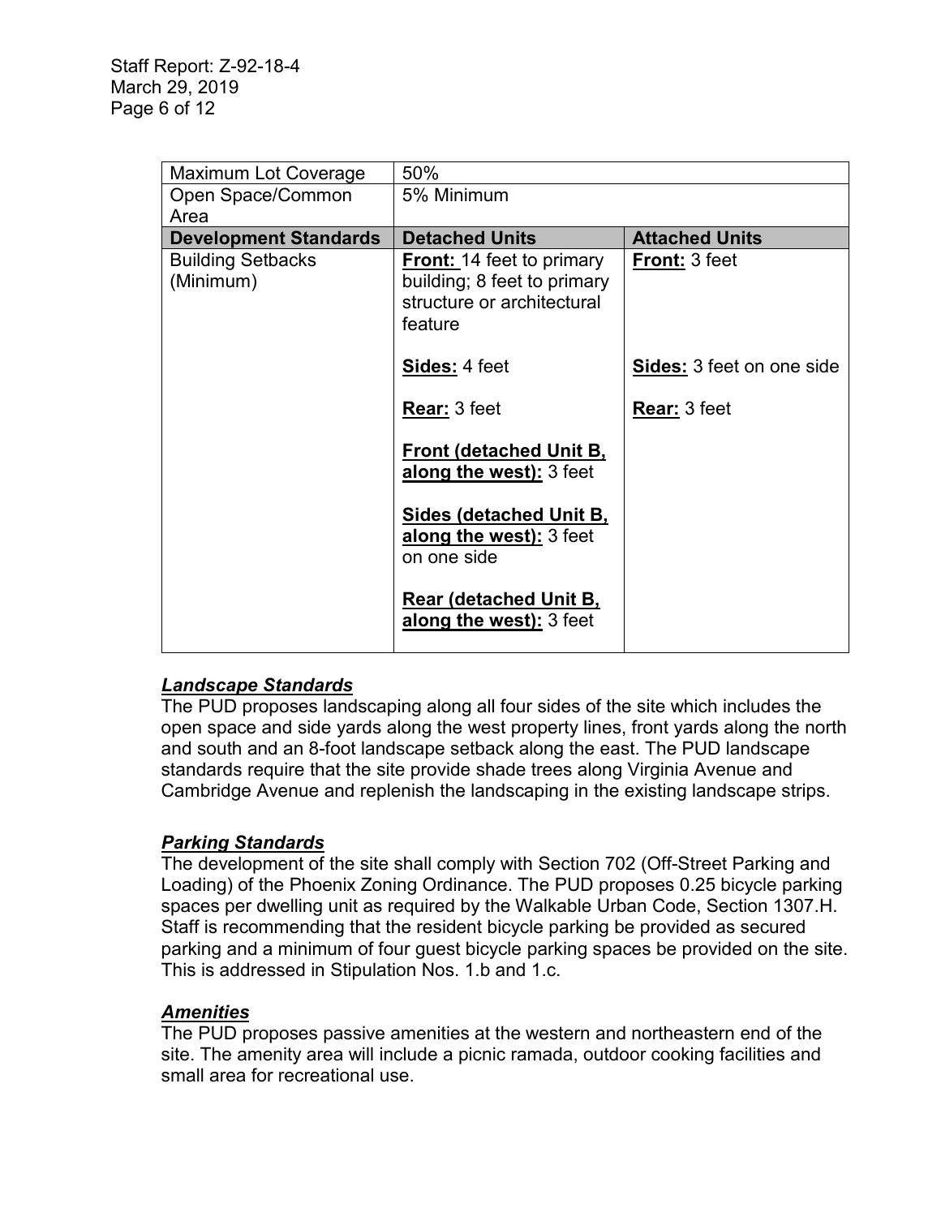| Maximum Lot Coverage | 50% | |
| --- | --- | --- |
| Open Space/Common Area | 5% Minimum | |
| **Development Standards** | **Detached Units** | **Attached Units** |
| Building Setbacks (Minimum) | **Front:** 14 feet to primary building; 8 feet to primary structure or architectural feature<br><br>**Sides:** 4 feet<br><br>**Rear:** 3 feet<br><br>**Front (detached Unit B, along the west):** 3 feet<br><br>**Sides (detached Unit B, along the west):** 3 feet on one side<br><br>**Rear (detached Unit B, along the west):** 3 feet | **Front:** 3 feet<br><br>**Sides:** 3 feet on one side<br><br>**Rear:** 3 feet |

### *Landscape Standards*

The PUD proposes landscaping along all four sides of the site which includes the open space and side yards along the west property lines, front yards along the north and south and an 8-foot landscape setback along the east. The PUD landscape standards require that the site provide shade trees along Virginia Avenue and Cambridge Avenue and replenish the landscaping in the existing landscape strips.

### *Parking Standards*

The development of the site shall comply with Section 702 (Off-Street Parking and Loading) of the Phoenix Zoning Ordinance. The PUD proposes 0.25 bicycle parking spaces per dwelling unit as required by the Walkable Urban Code, Section 1307.H. Staff is recommending that the resident bicycle parking be provided as secured parking and a minimum of four guest bicycle parking spaces be provided on the site. This is addressed in Stipulation Nos. 1.b and 1.c.

### *Amenities*

The PUD proposes passive amenities at the western and northeastern end of the site. The amenity area will include a picnic ramada, outdoor cooking facilities and small area for recreational use.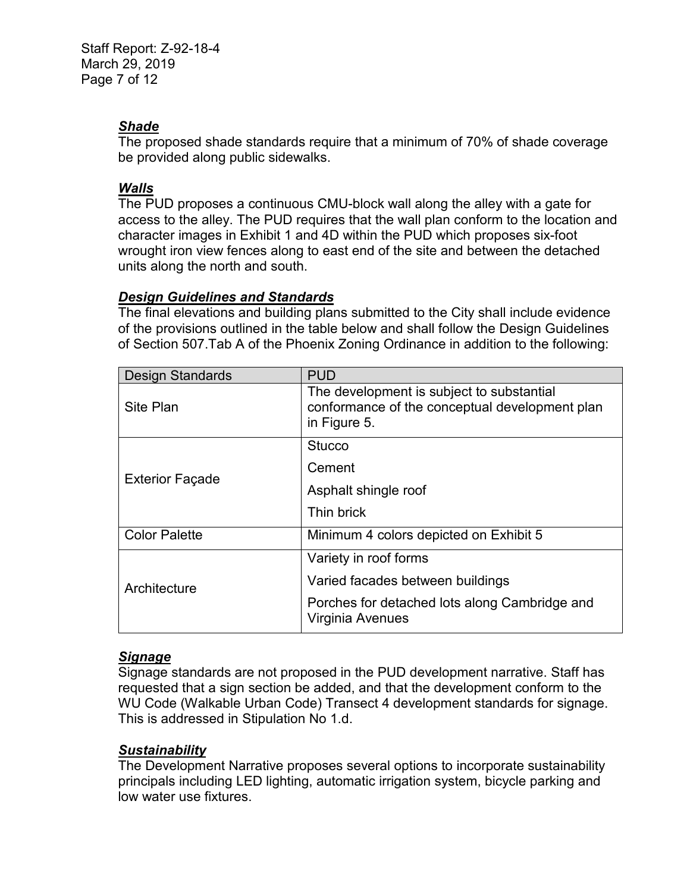***Shade***

The proposed shade standards require that a minimum of 70% of shade coverage be provided along public sidewalks.

***Walls***

The PUD proposes a continuous CMU-block wall along the alley with a gate for access to the alley. The PUD requires that the wall plan conform to the location and character images in Exhibit 1 and 4D within the PUD which proposes six-foot wrought iron view fences along to east end of the site and between the detached units along the north and south.

***Design Guidelines and Standards***

The final elevations and building plans submitted to the City shall include evidence of the provisions outlined in the table below and shall follow the Design Guidelines of Section 507.Tab A of the Phoenix Zoning Ordinance in addition to the following:

| Design Standards | PUD |
|---|---|
| Site Plan | The development is subject to substantial conformance of the conceptual development plan in Figure 5. |
| Exterior Façade | Stucco<br>Cement<br>Asphalt shingle roof<br>Thin brick |
| Color Palette | Minimum 4 colors depicted on Exhibit 5 |
| Architecture | Variety in roof forms<br>Varied facades between buildings<br>Porches for detached lots along Cambridge and Virginia Avenues |

***Signage***

Signage standards are not proposed in the PUD development narrative. Staff has requested that a sign section be added, and that the development conform to the WU Code (Walkable Urban Code) Transect 4 development standards for signage. This is addressed in Stipulation No 1.d.

***Sustainability***

The Development Narrative proposes several options to incorporate sustainability principals including LED lighting, automatic irrigation system, bicycle parking and low water use fixtures.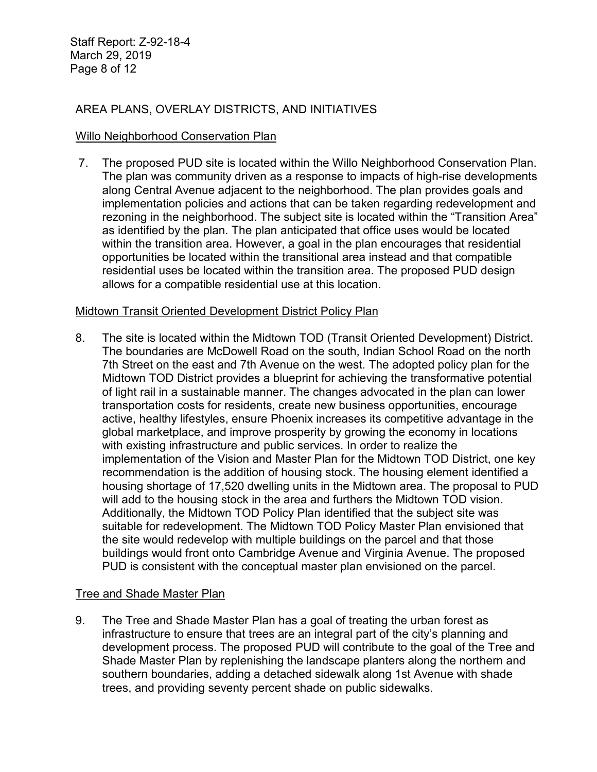## AREA PLANS, OVERLAY DISTRICTS, AND INITIATIVES

### Willo Neighborhood Conservation Plan

7. The proposed PUD site is located within the Willo Neighborhood Conservation Plan. The plan was community driven as a response to impacts of high-rise developments along Central Avenue adjacent to the neighborhood. The plan provides goals and implementation policies and actions that can be taken regarding redevelopment and rezoning in the neighborhood. The subject site is located within the "Transition Area" as identified by the plan. The plan anticipated that office uses would be located within the transition area. However, a goal in the plan encourages that residential opportunities be located within the transitional area instead and that compatible residential uses be located within the transition area. The proposed PUD design allows for a compatible residential use at this location.

### Midtown Transit Oriented Development District Policy Plan

8. The site is located within the Midtown TOD (Transit Oriented Development) District. The boundaries are McDowell Road on the south, Indian School Road on the north 7th Street on the east and 7th Avenue on the west. The adopted policy plan for the Midtown TOD District provides a blueprint for achieving the transformative potential of light rail in a sustainable manner. The changes advocated in the plan can lower transportation costs for residents, create new business opportunities, encourage active, healthy lifestyles, ensure Phoenix increases its competitive advantage in the global marketplace, and improve prosperity by growing the economy in locations with existing infrastructure and public services. In order to realize the implementation of the Vision and Master Plan for the Midtown TOD District, one key recommendation is the addition of housing stock. The housing element identified a housing shortage of 17,520 dwelling units in the Midtown area. The proposal to PUD will add to the housing stock in the area and furthers the Midtown TOD vision. Additionally, the Midtown TOD Policy Plan identified that the subject site was suitable for redevelopment. The Midtown TOD Policy Master Plan envisioned that the site would redevelop with multiple buildings on the parcel and that those buildings would front onto Cambridge Avenue and Virginia Avenue. The proposed PUD is consistent with the conceptual master plan envisioned on the parcel.

### Tree and Shade Master Plan

9. The Tree and Shade Master Plan has a goal of treating the urban forest as infrastructure to ensure that trees are an integral part of the city's planning and development process. The proposed PUD will contribute to the goal of the Tree and Shade Master Plan by replenishing the landscape planters along the northern and southern boundaries, adding a detached sidewalk along 1st Avenue with shade trees, and providing seventy percent shade on public sidewalks.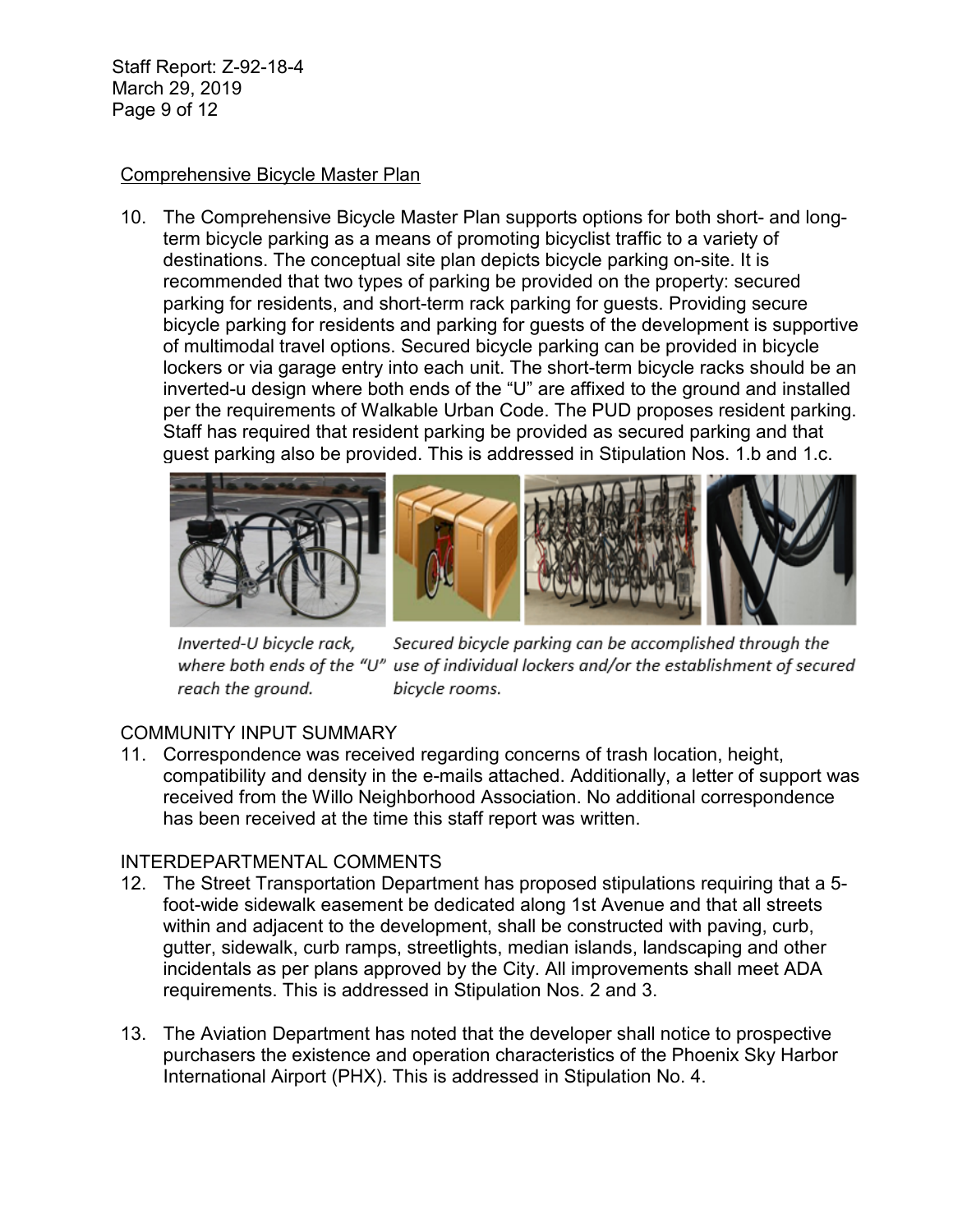### Comprehensive Bicycle Master Plan

10. The Comprehensive Bicycle Master Plan supports options for both short- and long-term bicycle parking as a means of promoting bicyclist traffic to a variety of destinations. The conceptual site plan depicts bicycle parking on-site. It is recommended that two types of parking be provided on the property: secured parking for residents, and short-term rack parking for guests. Providing secure bicycle parking for residents and parking for guests of the development is supportive of multimodal travel options. Secured bicycle parking can be provided in bicycle lockers or via garage entry into each unit. The short-term bicycle racks should be an inverted-u design where both ends of the "U" are affixed to the ground and installed per the requirements of Walkable Urban Code. The PUD proposes resident parking. Staff has required that resident parking be provided as secured parking and that guest parking also be provided. This is addressed in Stipulation Nos. 1.b and 1.c.

*Inverted-U bicycle rack, where both ends of the "U" reach the ground.*

*Secured bicycle parking can be accomplished through the use of individual lockers and/or the establishment of secured bicycle rooms.*

## COMMUNITY INPUT SUMMARY

11. Correspondence was received regarding concerns of trash location, height, compatibility and density in the e-mails attached. Additionally, a letter of support was received from the Willo Neighborhood Association. No additional correspondence has been received at the time this staff report was written.

## INTERDEPARTMENTAL COMMENTS

12. The Street Transportation Department has proposed stipulations requiring that a 5-foot-wide sidewalk easement be dedicated along 1st Avenue and that all streets within and adjacent to the development, shall be constructed with paving, curb, gutter, sidewalk, curb ramps, streetlights, median islands, landscaping and other incidentals as per plans approved by the City. All improvements shall meet ADA requirements. This is addressed in Stipulation Nos. 2 and 3.

13. The Aviation Department has noted that the developer shall notice to prospective purchasers the existence and operation characteristics of the Phoenix Sky Harbor International Airport (PHX). This is addressed in Stipulation No. 4.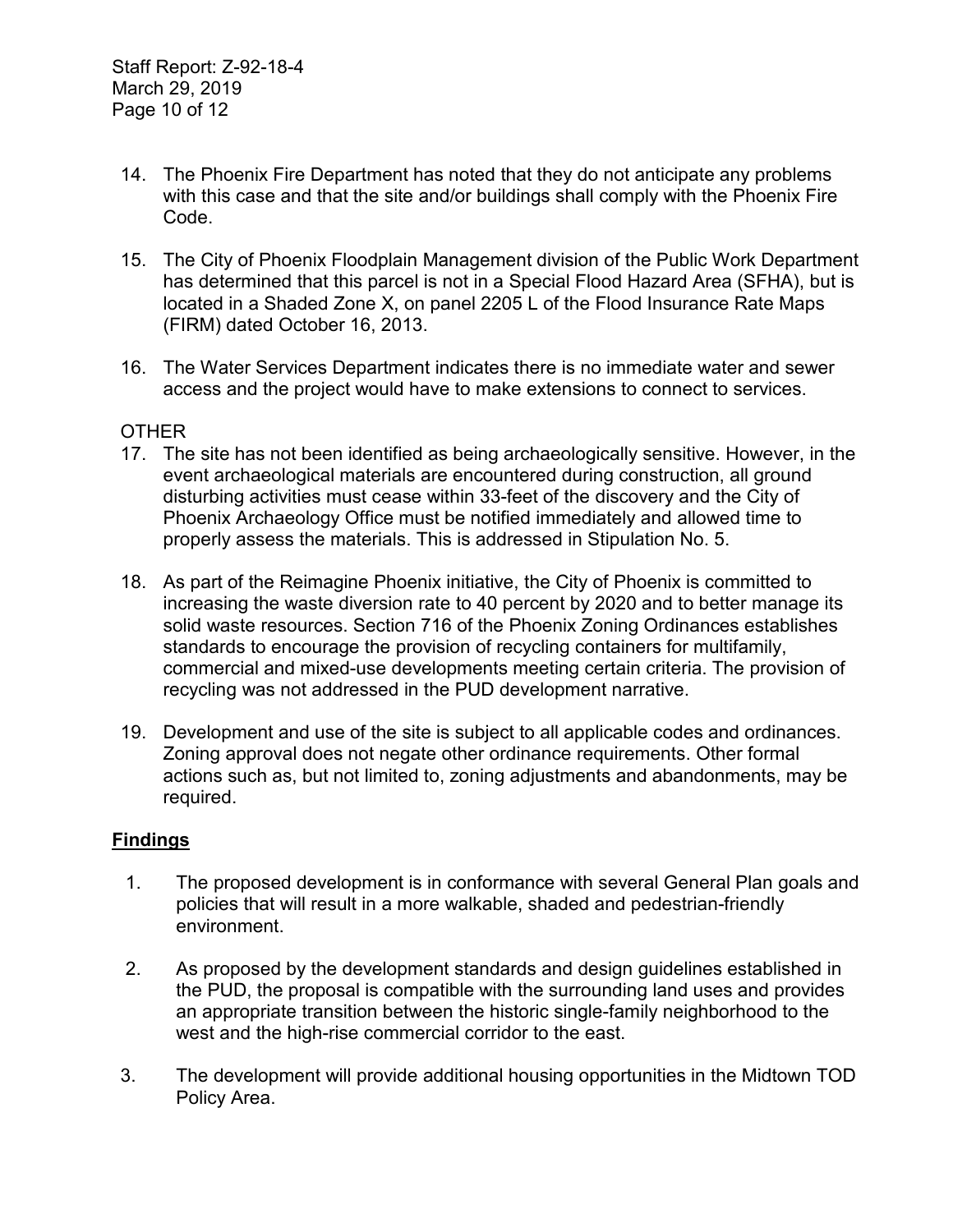14. The Phoenix Fire Department has noted that they do not anticipate any problems with this case and that the site and/or buildings shall comply with the Phoenix Fire Code.

15. The City of Phoenix Floodplain Management division of the Public Work Department has determined that this parcel is not in a Special Flood Hazard Area (SFHA), but is located in a Shaded Zone X, on panel 2205 L of the Flood Insurance Rate Maps (FIRM) dated October 16, 2013.

16. The Water Services Department indicates there is no immediate water and sewer access and the project would have to make extensions to connect to services.

OTHER

17. The site has not been identified as being archaeologically sensitive. However, in the event archaeological materials are encountered during construction, all ground disturbing activities must cease within 33-feet of the discovery and the City of Phoenix Archaeology Office must be notified immediately and allowed time to properly assess the materials. This is addressed in Stipulation No. 5.

18. As part of the Reimagine Phoenix initiative, the City of Phoenix is committed to increasing the waste diversion rate to 40 percent by 2020 and to better manage its solid waste resources. Section 716 of the Phoenix Zoning Ordinances establishes standards to encourage the provision of recycling containers for multifamily, commercial and mixed-use developments meeting certain criteria. The provision of recycling was not addressed in the PUD development narrative.

19. Development and use of the site is subject to all applicable codes and ordinances. Zoning approval does not negate other ordinance requirements. Other formal actions such as, but not limited to, zoning adjustments and abandonments, may be required.

## Findings

1. The proposed development is in conformance with several General Plan goals and policies that will result in a more walkable, shaded and pedestrian-friendly environment.

2. As proposed by the development standards and design guidelines established in the PUD, the proposal is compatible with the surrounding land uses and provides an appropriate transition between the historic single-family neighborhood to the west and the high-rise commercial corridor to the east.

3. The development will provide additional housing opportunities in the Midtown TOD Policy Area.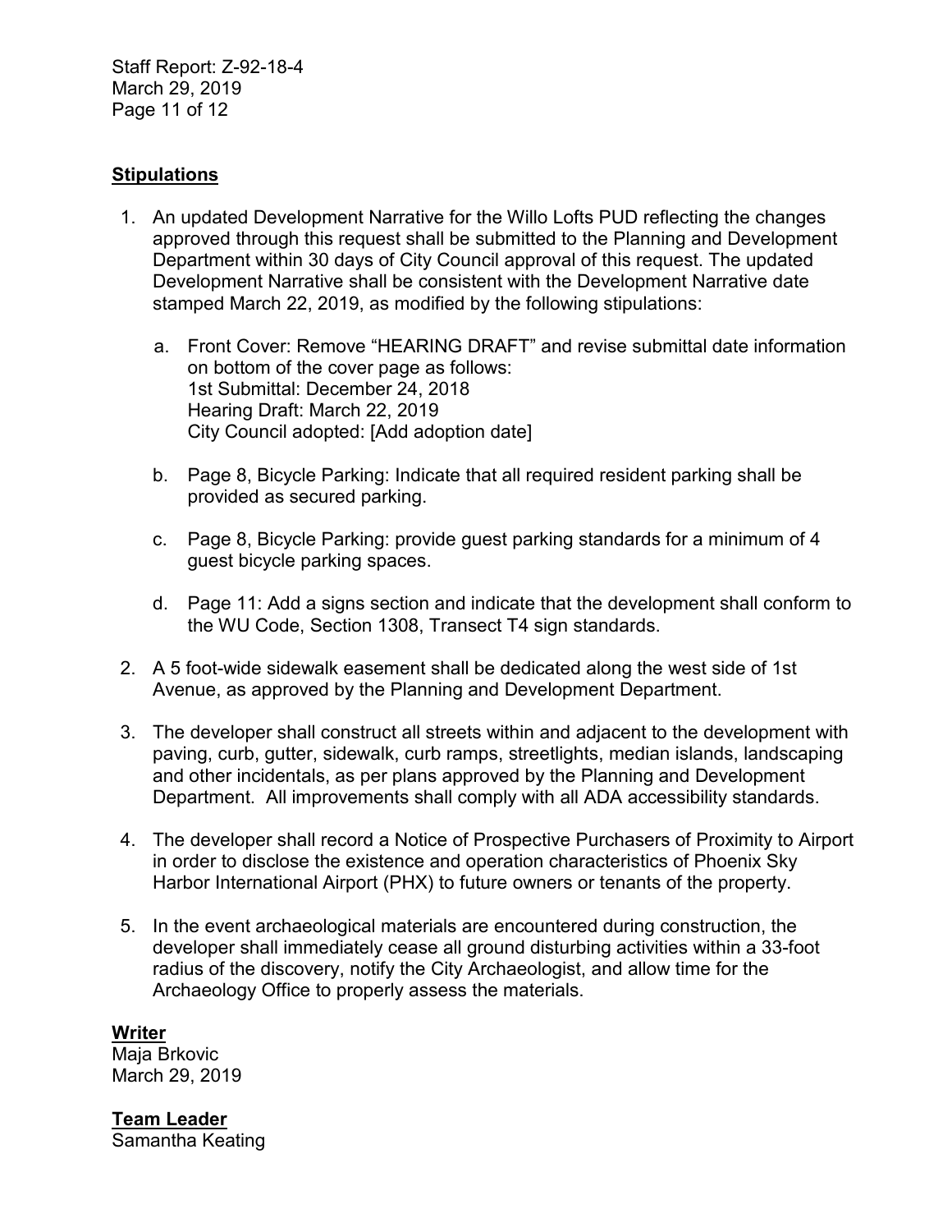## Stipulations

1. An updated Development Narrative for the Willo Lofts PUD reflecting the changes approved through this request shall be submitted to the Planning and Development Department within 30 days of City Council approval of this request. The updated Development Narrative shall be consistent with the Development Narrative date stamped March 22, 2019, as modified by the following stipulations:

   a. Front Cover: Remove "HEARING DRAFT" and revise submittal date information on bottom of the cover page as follows:
      1st Submittal: December 24, 2018
      Hearing Draft: March 22, 2019
      City Council adopted: [Add adoption date]

   b. Page 8, Bicycle Parking: Indicate that all required resident parking shall be provided as secured parking.

   c. Page 8, Bicycle Parking: provide guest parking standards for a minimum of 4 guest bicycle parking spaces.

   d. Page 11: Add a signs section and indicate that the development shall conform to the WU Code, Section 1308, Transect T4 sign standards.

2. A 5 foot-wide sidewalk easement shall be dedicated along the west side of 1st Avenue, as approved by the Planning and Development Department.

3. The developer shall construct all streets within and adjacent to the development with paving, curb, gutter, sidewalk, curb ramps, streetlights, median islands, landscaping and other incidentals, as per plans approved by the Planning and Development Department. All improvements shall comply with all ADA accessibility standards.

4. The developer shall record a Notice of Prospective Purchasers of Proximity to Airport in order to disclose the existence and operation characteristics of Phoenix Sky Harbor International Airport (PHX) to future owners or tenants of the property.

5. In the event archaeological materials are encountered during construction, the developer shall immediately cease all ground disturbing activities within a 33-foot radius of the discovery, notify the City Archaeologist, and allow time for the Archaeology Office to properly assess the materials.

**Writer**
Maja Brkovic
March 29, 2019

**Team Leader**
Samantha Keating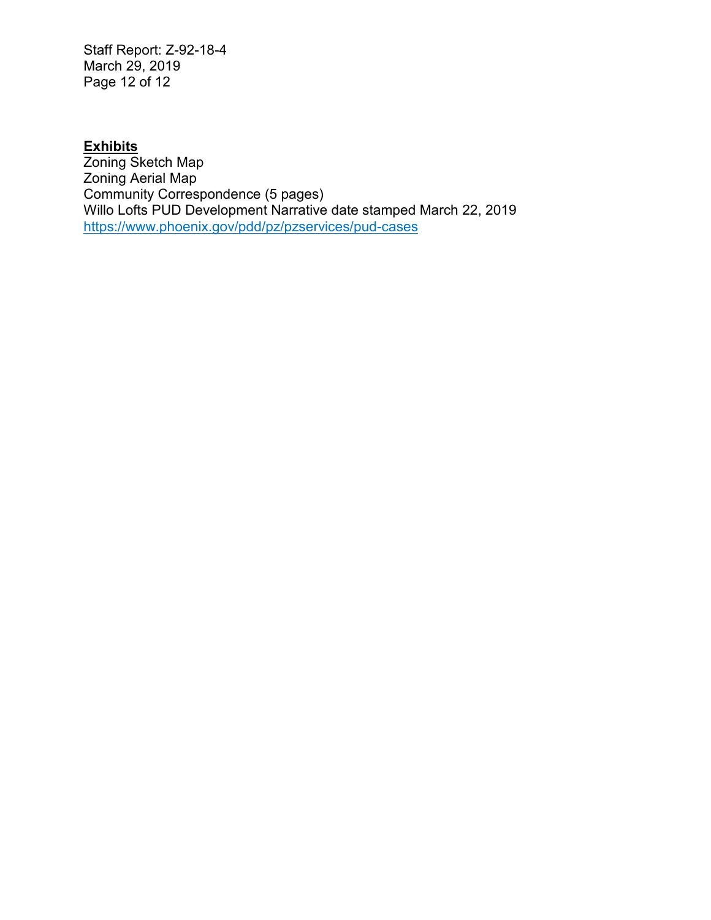**Exhibits**

Zoning Sketch Map
Zoning Aerial Map
Community Correspondence (5 pages)
Willo Lofts PUD Development Narrative date stamped March 22, 2019
https://www.phoenix.gov/pdd/pz/pzservices/pud-cases